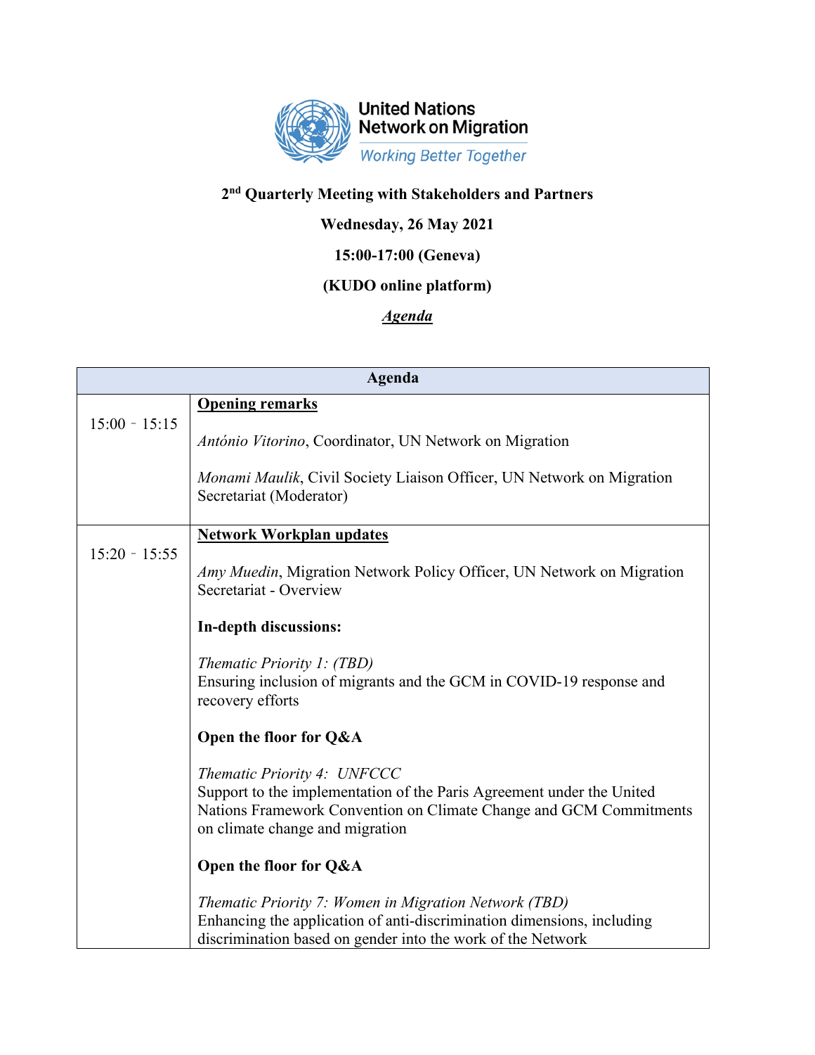United Nations
Network on Migration
*Working Better Together*

**2nd Quarterly Meeting with Stakeholders and Partners**

**Wednesday, 26 May 2021**

**15:00-17:00 (Geneva)**

**(KUDO online platform)**

***Agenda***

| Agenda | |
|---|---|
| 15:00 – 15:15 | **Opening remarks**<br><br>*António Vitorino*, Coordinator, UN Network on Migration<br><br>*Monami Maulik*, Civil Society Liaison Officer, UN Network on Migration Secretariat (Moderator) |
| 15:20 – 15:55 | **Network Workplan updates**<br><br>*Amy Muedin*, Migration Network Policy Officer, UN Network on Migration Secretariat - Overview<br><br>**In-depth discussions:**<br><br>*Thematic Priority 1: (TBD)*<br>Ensuring inclusion of migrants and the GCM in COVID-19 response and recovery efforts<br><br>**Open the floor for Q&A**<br><br>*Thematic Priority 4: UNFCCC*<br>Support to the implementation of the Paris Agreement under the United Nations Framework Convention on Climate Change and GCM Commitments on climate change and migration<br><br>**Open the floor for Q&A**<br><br>*Thematic Priority 7: Women in Migration Network (TBD)*<br>Enhancing the application of anti-discrimination dimensions, including discrimination based on gender into the work of the Network |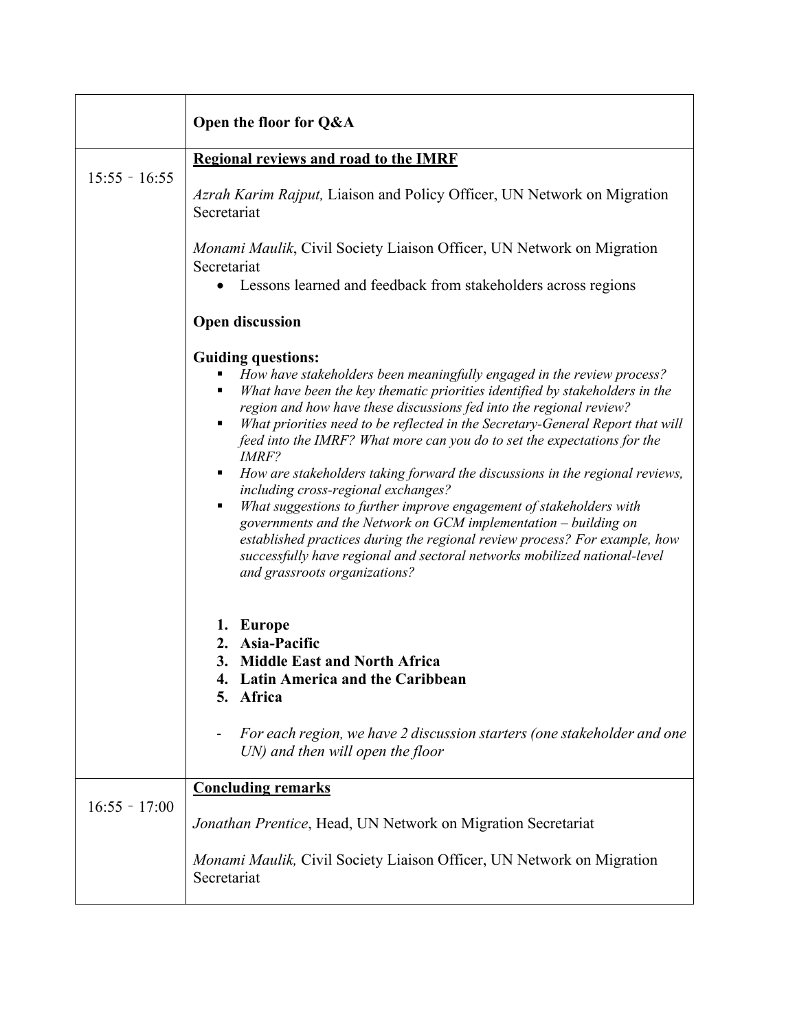| | |
|---|---|
| | **Open the floor for Q&A** |
| 15:55 – 16:55 | **<u>Regional reviews and road to the IMRF</u>**<br><br>*Azrah Karim Rajput,* Liaison and Policy Officer, UN Network on Migration Secretariat<br><br>*Monami Maulik*, Civil Society Liaison Officer, UN Network on Migration Secretariat<br>• Lessons learned and feedback from stakeholders across regions<br><br>**Open discussion**<br><br>**Guiding questions:**<br>▪ *How have stakeholders been meaningfully engaged in the review process?*<br>▪ *What have been the key thematic priorities identified by stakeholders in the region and how have these discussions fed into the regional review?*<br>▪ *What priorities need to be reflected in the Secretary-General Report that will feed into the IMRF? What more can you do to set the expectations for the IMRF?*<br>▪ *How are stakeholders taking forward the discussions in the regional reviews, including cross-regional exchanges?*<br>▪ *What suggestions to further improve engagement of stakeholders with governments and the Network on GCM implementation – building on established practices during the regional review process? For example, how successfully have regional and sectoral networks mobilized national-level and grassroots organizations?*<br><br>1. **Europe**<br>2. **Asia-Pacific**<br>3. **Middle East and North Africa**<br>4. **Latin America and the Caribbean**<br>5. **Africa**<br><br>- *For each region, we have 2 discussion starters (one stakeholder and one UN) and then will open the floor* |
| 16:55 – 17:00 | **<u>Concluding remarks</u>**<br><br>*Jonathan Prentice*, Head, UN Network on Migration Secretariat<br><br>*Monami Maulik,* Civil Society Liaison Officer, UN Network on Migration Secretariat |